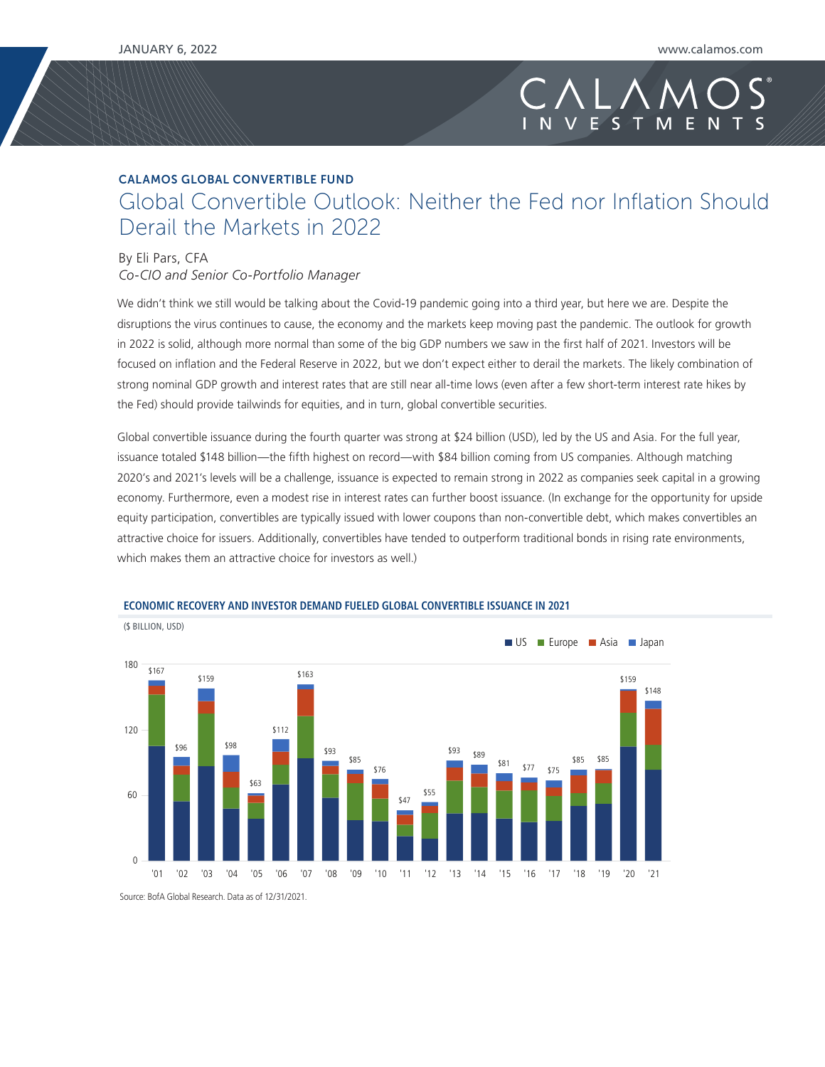## CALAMOS GLOBAL CONVERTIBLE FUND

# Global Convertible Outlook: Neither the Fed nor Inflation Should Derail the Markets in 2022

By Eli Pars, CFA
*Co-CIO and Senior Co-Portfolio Manager*

We didn't think we still would be talking about the Covid-19 pandemic going into a third year, but here we are. Despite the disruptions the virus continues to cause, the economy and the markets keep moving past the pandemic. The outlook for growth in 2022 is solid, although more normal than some of the big GDP numbers we saw in the first half of 2021. Investors will be focused on inflation and the Federal Reserve in 2022, but we don't expect either to derail the markets. The likely combination of strong nominal GDP growth and interest rates that are still near all-time lows (even after a few short-term interest rate hikes by the Fed) should provide tailwinds for equities, and in turn, global convertible securities.

Global convertible issuance during the fourth quarter was strong at $24 billion (USD), led by the US and Asia. For the full year, issuance totaled $148 billion—the fifth highest on record—with $84 billion coming from US companies. Although matching 2020's and 2021's levels will be a challenge, issuance is expected to remain strong in 2022 as companies seek capital in a growing economy. Furthermore, even a modest rise in interest rates can further boost issuance. (In exchange for the opportunity for upside equity participation, convertibles are typically issued with lower coupons than non-convertible debt, which makes convertibles an attractive choice for issuers. Additionally, convertibles have tended to outperform traditional bonds in rising rate environments, which makes them an attractive choice for investors as well.)

**ECONOMIC RECOVERY AND INVESTOR DEMAND FUELED GLOBAL CONVERTIBLE ISSUANCE IN 2021**

($ BILLION, USD)

| Year | '01 | '02 | '03 | '04 | '05 | '06 | '07 | '08 | '09 | '10 | '11 | '12 | '13 | '14 | '15 | '16 | '17 | '18 | '19 | '20 | '21 |
|---|---|---|---|---|---|---|---|---|---|---|---|---|---|---|---|---|---|---|---|---|---|
| Total (US, Europe, Asia, Japan) | $167 | $96 | $159 | $98 | $63 | $112 | $163 | $93 | $85 | $76 | $47 | $55 | $93 | $89 | $81 | $77 | $75 | $85 | $85 | $159 | $148 |

Source: BofA Global Research. Data as of 12/31/2021.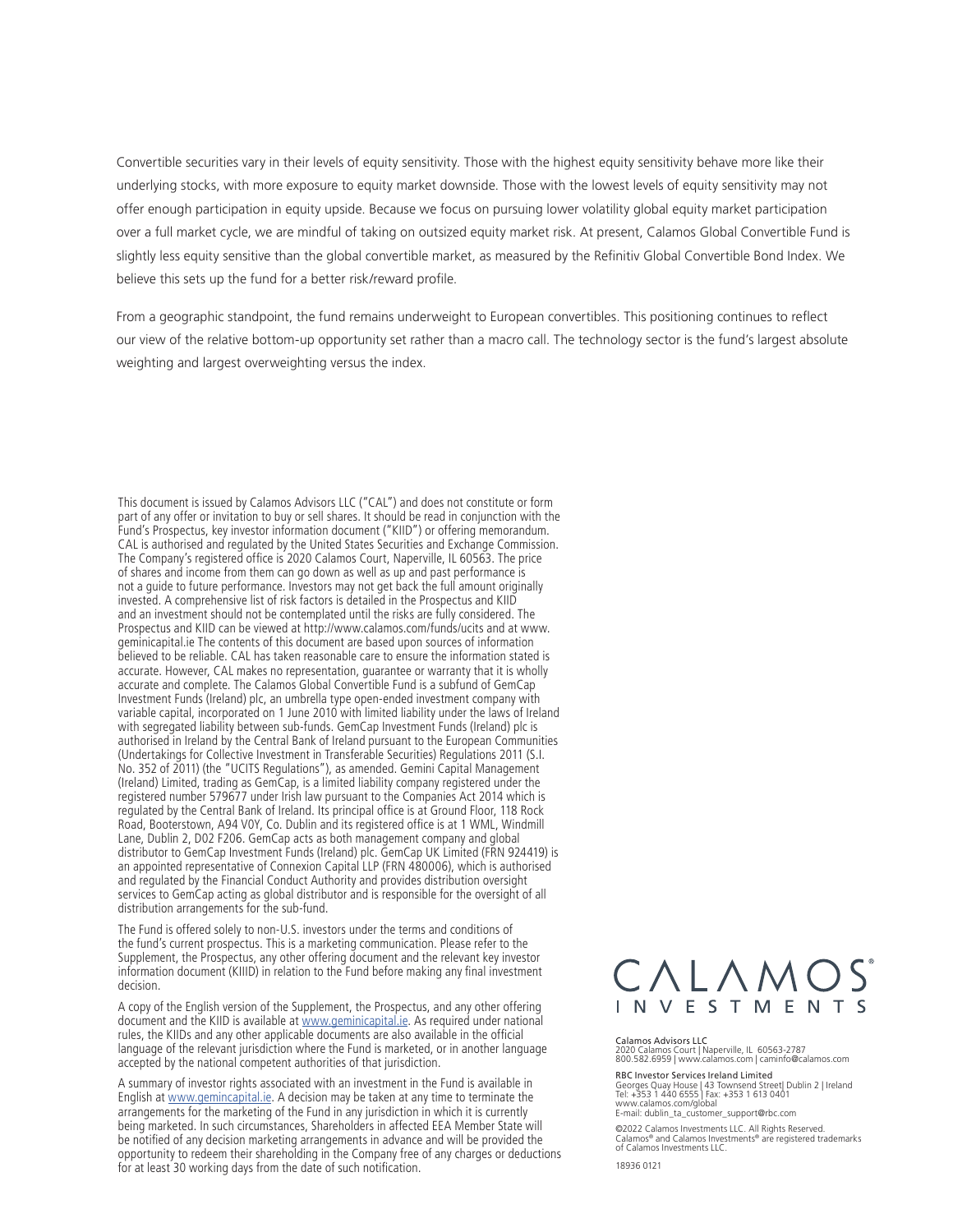Convertible securities vary in their levels of equity sensitivity. Those with the highest equity sensitivity behave more like their underlying stocks, with more exposure to equity market downside. Those with the lowest levels of equity sensitivity may not offer enough participation in equity upside. Because we focus on pursuing lower volatility global equity market participation over a full market cycle, we are mindful of taking on outsized equity market risk. At present, Calamos Global Convertible Fund is slightly less equity sensitive than the global convertible market, as measured by the Refinitiv Global Convertible Bond Index. We believe this sets up the fund for a better risk/reward profile.

From a geographic standpoint, the fund remains underweight to European convertibles. This positioning continues to reflect our view of the relative bottom-up opportunity set rather than a macro call. The technology sector is the fund's largest absolute weighting and largest overweighting versus the index.

This document is issued by Calamos Advisors LLC ("CAL") and does not constitute or form part of any offer or invitation to buy or sell shares. It should be read in conjunction with the Fund's Prospectus, key investor information document ("KIID") or offering memorandum. CAL is authorised and regulated by the United States Securities and Exchange Commission. The Company's registered office is 2020 Calamos Court, Naperville, IL 60563. The price of shares and income from them can go down as well as up and past performance is not a guide to future performance. Investors may not get back the full amount originally invested. A comprehensive list of risk factors is detailed in the Prospectus and KIID and an investment should not be contemplated until the risks are fully considered. The Prospectus and KIID can be viewed at http://www.calamos.com/funds/ucits and at www.geminicapital.ie The contents of this document are based upon sources of information believed to be reliable. CAL has taken reasonable care to ensure the information stated is accurate. However, CAL makes no representation, guarantee or warranty that it is wholly accurate and complete. The Calamos Global Convertible Fund is a subfund of GemCap Investment Funds (Ireland) plc, an umbrella type open-ended investment company with variable capital, incorporated on 1 June 2010 with limited liability under the laws of Ireland with segregated liability between sub-funds. GemCap Investment Funds (Ireland) plc is authorised in Ireland by the Central Bank of Ireland pursuant to the European Communities (Undertakings for Collective Investment in Transferable Securities) Regulations 2011 (S.I. No. 352 of 2011) (the "UCITS Regulations"), as amended. Gemini Capital Management (Ireland) Limited, trading as GemCap, is a limited liability company registered under the registered number 579677 under Irish law pursuant to the Companies Act 2014 which is regulated by the Central Bank of Ireland. Its principal office is at Ground Floor, 118 Rock Road, Booterstown, A94 V0Y, Co. Dublin and its registered office is at 1 WML, Windmill Lane, Dublin 2, D02 F206. GemCap acts as both management company and global distributor to GemCap Investment Funds (Ireland) plc. GemCap UK Limited (FRN 924419) is an appointed representative of Connexion Capital LLP (FRN 480006), which is authorised and regulated by the Financial Conduct Authority and provides distribution oversight services to GemCap acting as global distributor and is responsible for the oversight of all distribution arrangements for the sub-fund.

The Fund is offered solely to non-U.S. investors under the terms and conditions of the fund's current prospectus. This is a marketing communication. Please refer to the Supplement, the Prospectus, any other offering document and the relevant key investor information document (KIID) in relation to the Fund before making any final investment decision.

A copy of the English version of the Supplement, the Prospectus, and any other offering document and the KIID is available at www.geminicapital.ie. As required under national rules, the KIIDs and any other applicable documents are also available in the official language of the relevant jurisdiction where the Fund is marketed, or in another language accepted by the national competent authorities of that jurisdiction.

A summary of investor rights associated with an investment in the Fund is available in English at www.gemincapital.ie. A decision may be taken at any time to terminate the arrangements for the marketing of the Fund in any jurisdiction in which it is currently being marketed. In such circumstances, Shareholders in affected EEA Member State will be notified of any decision marketing arrangements in advance and will be provided the opportunity to redeem their shareholding in the Company free of any charges or deductions for at least 30 working days from the date of such notification.

CALAMOS® INVESTMENTS

Calamos Advisors LLC
2020 Calamos Court | Naperville, IL 60563-2787
800.582.6959 | www.calamos.com | caminfo@calamos.com

RBC Investor Services Ireland Limited
Georges Quay House | 43 Townsend Street| Dublin 2 | Ireland
Tel: +353 1 440 6555 | Fax: +353 1 613 0401
www.calamos.com/global
E-mail: dublin_ta_customer_support@rbc.com

©2022 Calamos Investments LLC. All Rights Reserved. Calamos® and Calamos Investments® are registered trademarks of Calamos Investments LLC.

18936 0121